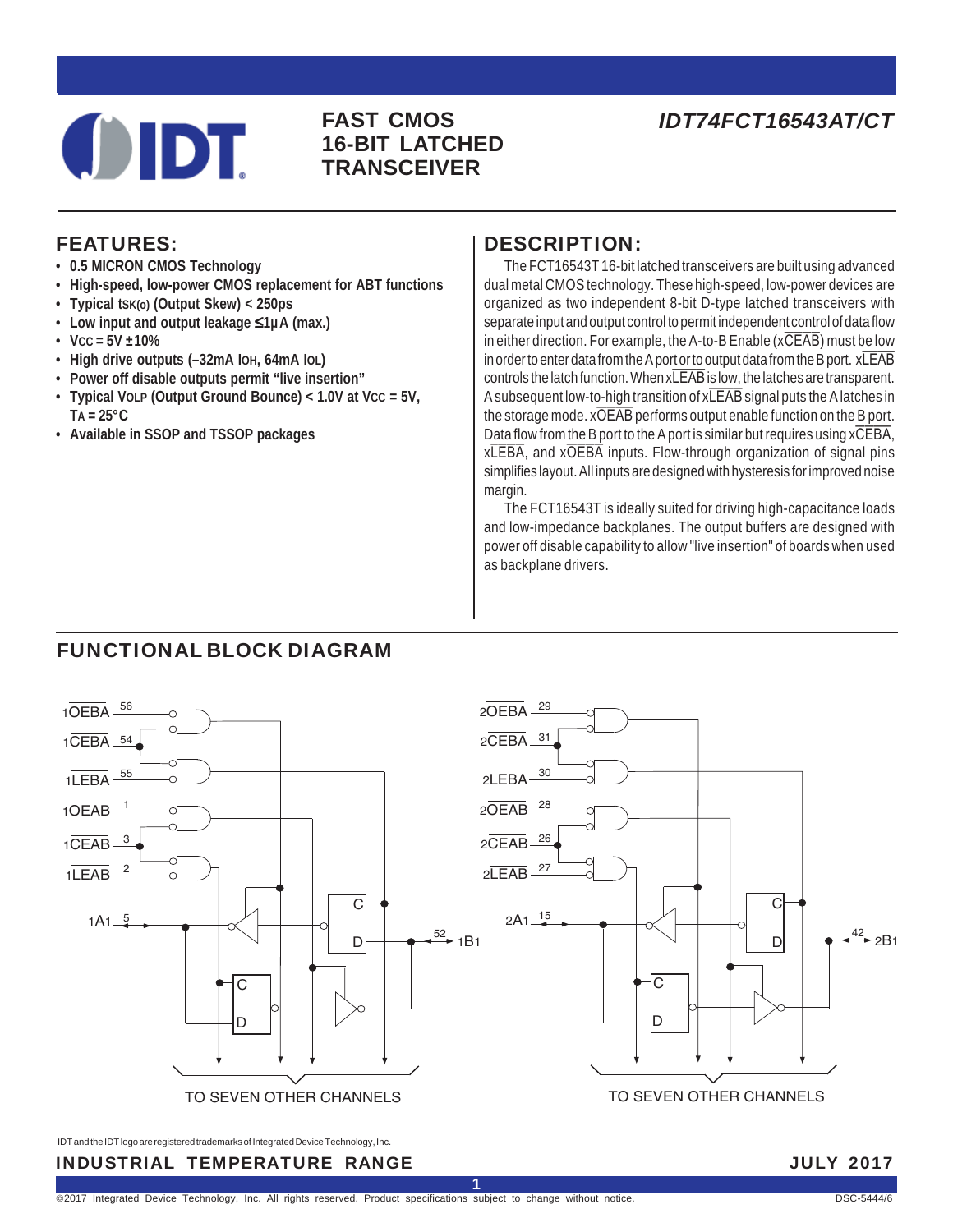# FAST CMOS 16-BIT LATCHED TRANSCEIVER

## IDT74FCT16543AT/CT

## FEATURES:

- 0.5 MICRON CMOS Technology
- High-speed, low-power CMOS replacement for ABT functions
- Typical $t_{SK(o)}$ (Output Skew) < 250ps
- Low input and output leakage ≤1µA (max.)
- $V_{CC}$ = 5V ±10%
- High drive outputs (–32mA $I_{OH}$, 64mA $I_{OL}$)
- Power off disable outputs permit "live insertion"
- Typical $V_{OLP}$ (Output Ground Bounce) < 1.0V at $V_{CC}$ = 5V, $T_A$ = 25°C
- Available in SSOP and TSSOP packages

## DESCRIPTION:

The FCT16543T 16-bit latched transceivers are built using advanced dual metal CMOS technology. These high-speed, low-power devices are organized as two independent 8-bit D-type latched transceivers with separate input and output control to permit independent control of data flow in either direction. For example, the A-to-B Enable (xCEAB) must be low in order to enter data from the A port or to output data from the B port. xLEAB controls the latch function. When xLEAB is low, the latches are transparent. A subsequent low-to-high transition of xLEAB signal puts the A latches in the storage mode. xOEAB performs output enable function on the B port. Data flow from the B port to the A port is similar but requires using xCEBA, xLEBA, and xOEBA inputs. Flow-through organization of signal pins simplifies layout. All inputs are designed with hysteresis for improved noise margin.

The FCT16543T is ideally suited for driving high-capacitance loads and low-impedance backplanes. The output buffers are designed with power off disable capability to allow "live insertion" of boards when used as backplane drivers.

## FUNCTIONAL BLOCK DIAGRAM

1OEBA 56, 1CEBA 54, 1LEBA 55, 1OEAB 1, 1CEAB 3, 1LEAB 2, 1A1 5, 1B1 52

2OEBA 29, 2CEBA 31, 2LEBA 30, 2OEAB 28, 2CEAB 26, 2LEAB 27, 2A1 15, 2B1 42

TO SEVEN OTHER CHANNELS

TO SEVEN OTHER CHANNELS

IDT and the IDT logo are registered trademarks of Integrated Device Technology, Inc.

INDUSTRIAL TEMPERATURE RANGE

JULY 2017

©2017 Integrated Device Technology, Inc. All rights reserved. Product specifications subject to change without notice.

DSC-5444/6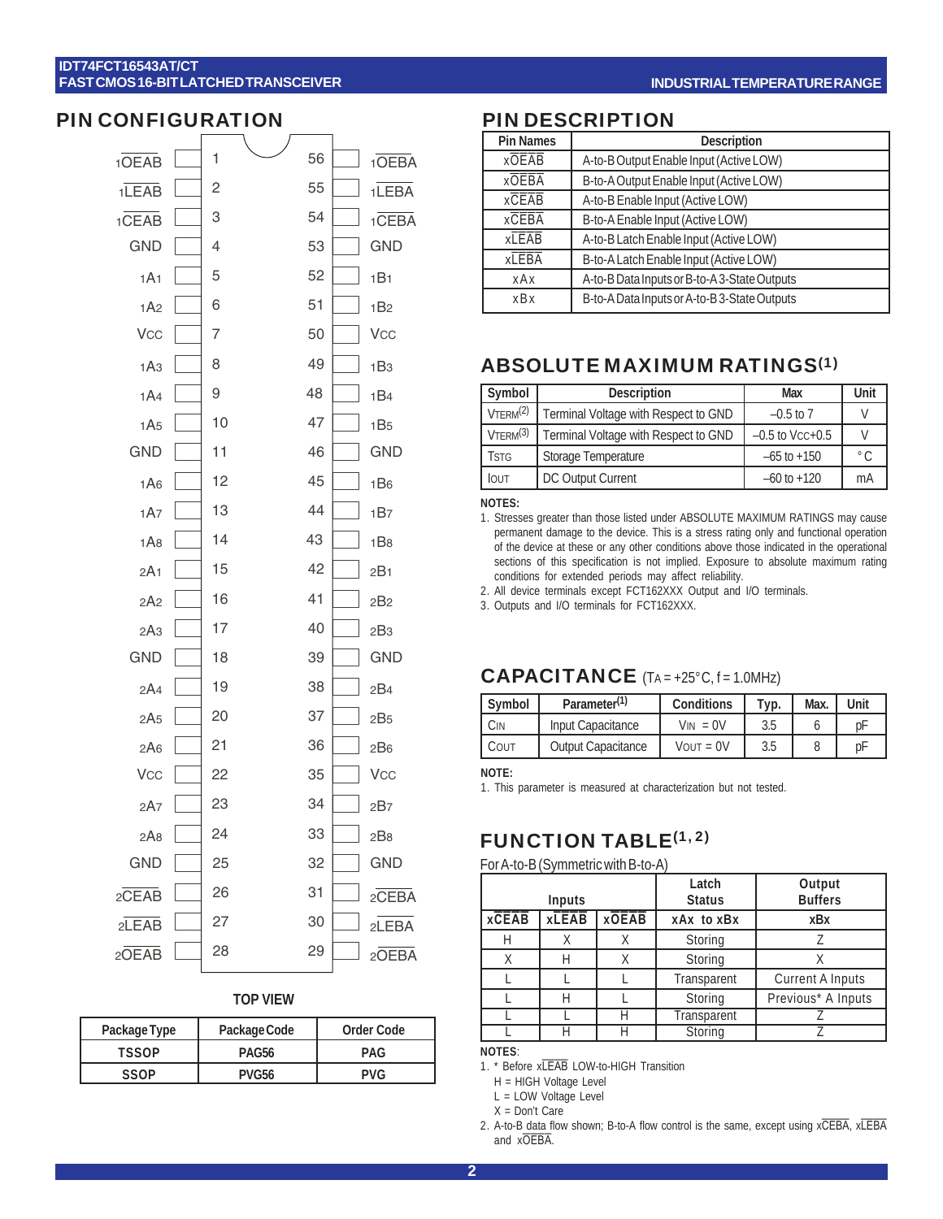## PIN CONFIGURATION

| Pin Name | Pin | Pin | Pin Name |
|---|---|---|---|
| 1OEAB | 1 | 56 | 1OEBA |
| 1LEAB | 2 | 55 | 1LEBA |
| 1CEAB | 3 | 54 | 1CEBA |
| GND | 4 | 53 | GND |
| 1A1 | 5 | 52 | 1B1 |
| 1A2 | 6 | 51 | 1B2 |
| VCC | 7 | 50 | VCC |
| 1A3 | 8 | 49 | 1B3 |
| 1A4 | 9 | 48 | 1B4 |
| 1A5 | 10 | 47 | 1B5 |
| GND | 11 | 46 | GND |
| 1A6 | 12 | 45 | 1B6 |
| 1A7 | 13 | 44 | 1B7 |
| 1A8 | 14 | 43 | 1B8 |
| 2A1 | 15 | 42 | 2B1 |
| 2A2 | 16 | 41 | 2B2 |
| 2A3 | 17 | 40 | 2B3 |
| GND | 18 | 39 | GND |
| 2A4 | 19 | 38 | 2B4 |
| 2A5 | 20 | 37 | 2B5 |
| 2A6 | 21 | 36 | 2B6 |
| VCC | 22 | 35 | VCC |
| 2A7 | 23 | 34 | 2B7 |
| 2A8 | 24 | 33 | 2B8 |
| GND | 25 | 32 | GND |
| 2CEAB | 26 | 31 | 2CEBA |
| 2LEAB | 27 | 30 | 2LEBA |
| 2OEAB | 28 | 29 | 2OEBA |

**TOP VIEW**

| Package Type | Package Code | Order Code |
|---|---|---|
| TSSOP | PAG56 | PAG |
| SSOP | PVG56 | PVG |

## PIN DESCRIPTION

| Pin Names | Description |
|---|---|
| xOEAB | A-to-B Output Enable Input (Active LOW) |
| xOEBA | B-to-A Output Enable Input (Active LOW) |
| xCEAB | A-to-B Enable Input (Active LOW) |
| xCEBA | B-to-A Enable Input (Active LOW) |
| xLEAB | A-to-B Latch Enable Input (Active LOW) |
| xLEBA | B-to-A Latch Enable Input (Active LOW) |
| xAx | A-to-B Data Inputs or B-to-A 3-State Outputs |
| xBx | B-to-A Data Inputs or A-to-B 3-State Outputs |

## ABSOLUTE MAXIMUM RATINGS(1)

| Symbol | Description | Max | Unit |
|---|---|---|---|
| $V_{TERM}$(2) | Terminal Voltage with Respect to GND | –0.5 to 7 | V |
| $V_{TERM}$(3) | Terminal Voltage with Respect to GND | –0.5 to $V_{CC}$+0.5 | V |
| $T_{STG}$ | Storage Temperature | –65 to +150 | °C |
| $I_{OUT}$ | DC Output Current | –60 to +120 | mA |

**NOTES:**
1. Stresses greater than those listed under ABSOLUTE MAXIMUM RATINGS may cause permanent damage to the device. This is a stress rating only and functional operation of the device at these or any other conditions above those indicated in the operational sections of this specification is not implied. Exposure to absolute maximum rating conditions for extended periods may affect reliability.
2. All device terminals except FCT162XXX Output and I/O terminals.
3. Outputs and I/O terminals for FCT162XXX.

## CAPACITANCE ($T_A$ = +25°C, f = 1.0MHz)

| Symbol | Parameter(1) | Conditions | Typ. | Max. | Unit |
|---|---|---|---|---|---|
| $C_{IN}$ | Input Capacitance | $V_{IN}$ = 0V | 3.5 | 6 | pF |
| $C_{OUT}$ | Output Capacitance | $V_{OUT}$ = 0V | 3.5 | 8 | pF |

**NOTE:**
1. This parameter is measured at characterization but not tested.

## FUNCTION TABLE(1, 2)

For A-to-B (Symmetric with B-to-A)

| Inputs | | | Latch Status | Output Buffers |
|---|---|---|---|---|
| xCEAB | xLEAB | xOEAB | xAx to xBx | xBx |
| H | X | X | Storing | Z |
| X | H | X | Storing | X |
| L | L | L | Transparent | Current A Inputs |
| L | H | L | Storing | Previous* A Inputs |
| L | L | H | Transparent | Z |
| L | H | H | Storing | Z |

**NOTES:**
1. * Before xLEAB LOW-to-HIGH Transition
   H = HIGH Voltage Level
   L = LOW Voltage Level
   X = Don't Care
2. A-to-B data flow shown; B-to-A flow control is the same, except using xCEBA, xLEBA and xOEBA.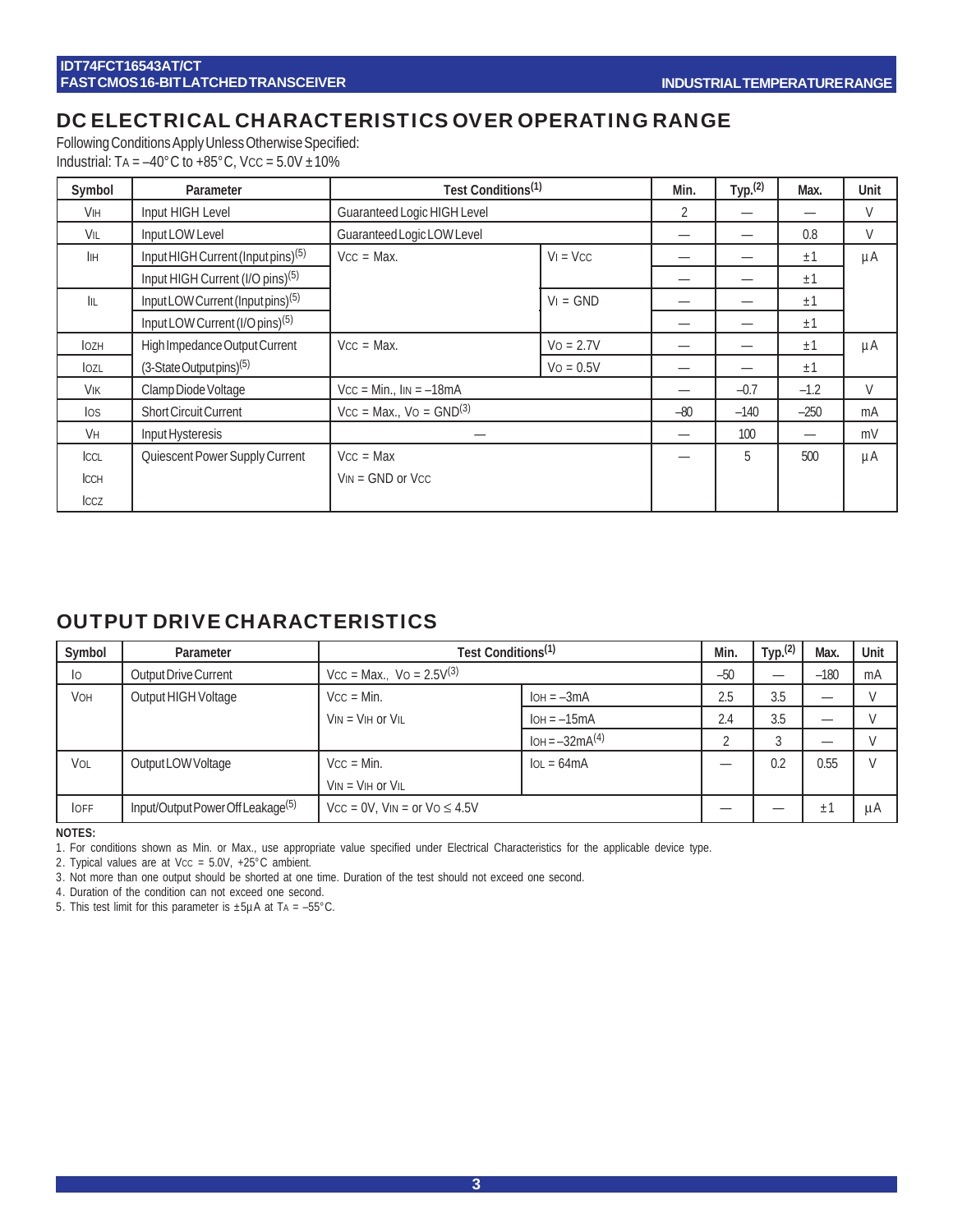## DC ELECTRICAL CHARACTERISTICS OVER OPERATING RANGE

Following Conditions Apply Unless Otherwise Specified:
Industrial: $T_A$ = –40°C to +85°C, $V_{CC}$ = 5.0V ±10%

| Symbol | Parameter | Test Conditions[1] | | Min. | Typ.[2] | Max. | Unit |
|---|---|---|---|---|---|---|---|
| $V_{IH}$ | Input HIGH Level | Guaranteed Logic HIGH Level | | 2 | — | — | V |
| $V_{IL}$ | Input LOW Level | Guaranteed Logic LOW Level | | — | — | 0.8 | V |
| $I_{IH}$ | Input HIGH Current (Input pins)[5] | $V_{CC}$ = Max. | $V_I$ = $V_{CC}$ | — | — | ±1 | µA |
| | Input HIGH Current (I/O pins)[5] | | | — | — | ±1 | |
| $I_{IL}$ | Input LOW Current (Input pins)[5] | | $V_I$ = GND | — | — | ±1 | |
| | Input LOW Current (I/O pins)[5] | | | — | — | ±1 | |
| $I_{OZH}$ | High Impedance Output Current | $V_{CC}$ = Max. | $V_O$ = 2.7V | — | — | ±1 | µA |
| $I_{OZL}$ | (3-State Output pins)[5] | | $V_O$ = 0.5V | — | — | ±1 | |
| $V_{IK}$ | Clamp Diode Voltage | $V_{CC}$ = Min., $I_{IN}$ = –18mA | | — | –0.7 | –1.2 | V |
| $I_{OS}$ | Short Circuit Current | $V_{CC}$ = Max., $V_O$ = GND[3] | | –80 | –140 | –250 | mA |
| $V_H$ | Input Hysteresis | — | | — | 100 | — | mV |
| $I_{CCL}$ $I_{CCH}$ $I_{CCZ}$ | Quiescent Power Supply Current | $V_{CC}$ = Max $V_{IN}$ = GND or $V_{CC}$ | | — | 5 | 500 | µA |

## OUTPUT DRIVE CHARACTERISTICS

| Symbol | Parameter | Test Conditions[1] | | Min. | Typ.[2] | Max. | Unit |
|---|---|---|---|---|---|---|---|
| $I_O$ | Output Drive Current | $V_{CC}$ = Max., $V_O$ = 2.5V[3] | | –50 | — | –180 | mA |
| $V_{OH}$ | Output HIGH Voltage | $V_{CC}$ = Min. | $I_{OH}$ = –3mA | 2.5 | 3.5 | — | V |
| | | $V_{IN}$ = $V_{IH}$ or $V_{IL}$ | $I_{OH}$ = –15mA | 2.4 | 3.5 | — | V |
| | | | $I_{OH}$ = –32mA[4] | 2 | 3 | — | V |
| $V_{OL}$ | Output LOW Voltage | $V_{CC}$ = Min. $V_{IN}$ = $V_{IH}$ or $V_{IL}$ | $I_{OL}$ = 64mA | — | 0.2 | 0.55 | V |
| $I_{OFF}$ | Input/Output Power Off Leakage[5] | $V_{CC}$ = 0V, $V_{IN}$ = or $V_O$ ≤ 4.5V | | — | — | ±1 | µA |

**NOTES:**

1. For conditions shown as Min. or Max., use appropriate value specified under Electrical Characteristics for the applicable device type.
2. Typical values are at $V_{CC}$ = 5.0V, +25°C ambient.
3. Not more than one output should be shorted at one time. Duration of the test should not exceed one second.
4. Duration of the condition can not exceed one second.
5. This test limit for this parameter is ±5µA at $T_A$ = –55°C.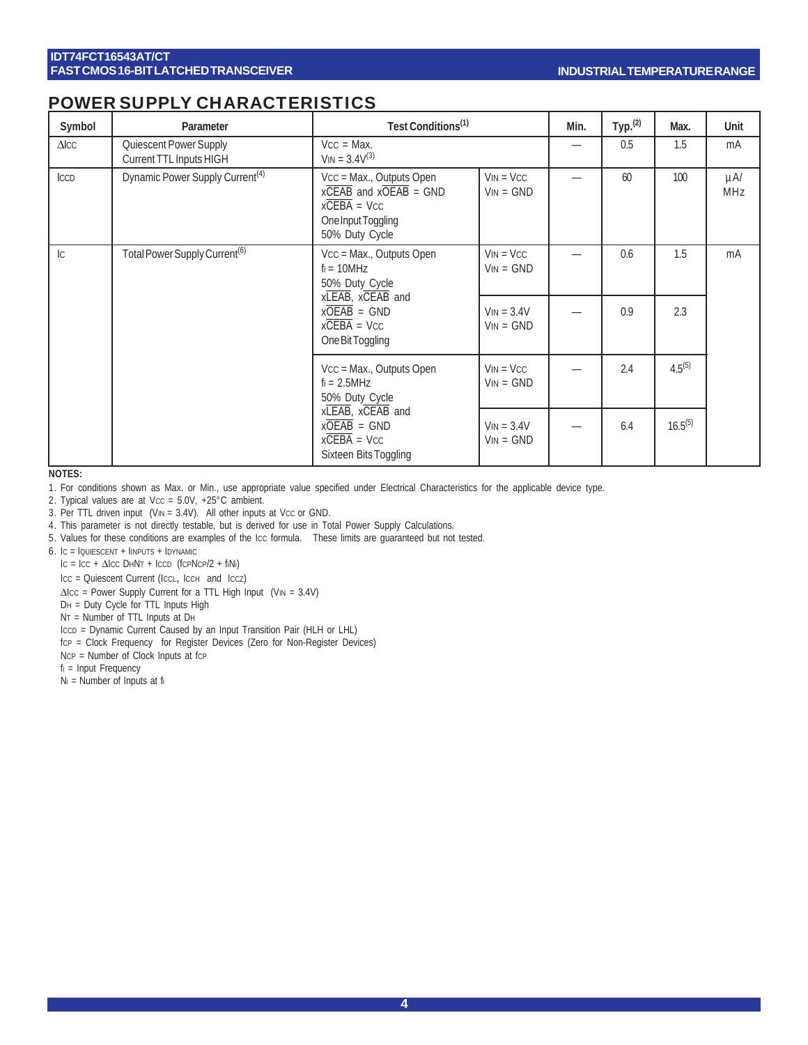## POWER SUPPLY CHARACTERISTICS

| Symbol | Parameter | Test Conditions[1] | | Min. | Typ.[2] | Max. | Unit |
|---|---|---|---|---|---|---|---|
| $\Delta I_{CC}$ | Quiescent Power Supply Current TTL Inputs HIGH | $V_{CC}$ = Max. $V_{IN}$ = 3.4V[3] | | — | 0.5 | 1.5 | mA |
| $I_{CCD}$ | Dynamic Power Supply Current[4] | $V_{CC}$ = Max., Outputs Open $x\overline{CEAB}$ and $x\overline{OEAB}$ = GND $x\overline{CEBA}$ = $V_{CC}$ One Input Toggling 50% Duty Cycle | $V_{IN}$ = $V_{CC}$ $V_{IN}$ = GND | — | 60 | 100 | µA/ MHz |
| $I_C$ | Total Power Supply Current[6] | $V_{CC}$ = Max., Outputs Open $f_i$ = 10MHz 50% Duty Cycle $x\overline{LEAB}$, $x\overline{CEAB}$ and $x\overline{OEAB}$ = GND $x\overline{CEBA}$ = $V_{CC}$ One Bit Toggling | $V_{IN}$ = $V_{CC}$ $V_{IN}$ = GND | — | 0.6 | 1.5 | mA |
| | | | $V_{IN}$ = 3.4V $V_{IN}$ = GND | — | 0.9 | 2.3 | |
| | | $V_{CC}$ = Max., Outputs Open $f_i$ = 2.5MHz 50% Duty Cycle $x\overline{LEAB}$, $x\overline{CEAB}$ and $x\overline{OEAB}$ = GND $x\overline{CEBA}$ = $V_{CC}$ Sixteen Bits Toggling | $V_{IN}$ = $V_{CC}$ $V_{IN}$ = GND | — | 2.4 | 4.5[5] | |
| | | | $V_{IN}$ = 3.4V $V_{IN}$ = GND | — | 6.4 | 16.5[5] | |

**NOTES:**

1. For conditions shown as Max. or Min., use appropriate value specified under Electrical Characteristics for the applicable device type.
2. Typical values are at $V_{CC}$ = 5.0V, +25°C ambient.
3. Per TTL driven input ($V_{IN}$ = 3.4V). All other inputs at $V_{CC}$ or GND.
4. This parameter is not directly testable, but is derived for use in Total Power Supply Calculations.
5. Values for these conditions are examples of the $I_{CC}$ formula. These limits are guaranteed but not tested.
6. $I_C = I_{QUIESCENT} + I_{INPUTS} + I_{DYNAMIC}$

   $I_C = I_{CC} + \Delta I_{CC} D_H N_T + I_{CCD} (f_{CP} N_{CP}/2 + f_i N_i)$

   $I_{CC}$ = Quiescent Current ($I_{CCL}$, $I_{CCH}$ and $I_{CCZ}$)

   $\Delta I_{CC}$ = Power Supply Current for a TTL High Input ($V_{IN}$ = 3.4V)

   $D_H$ = Duty Cycle for TTL Inputs High

   $N_T$ = Number of TTL Inputs at $D_H$

   $I_{CCD}$ = Dynamic Current Caused by an Input Transition Pair (HLH or LHL)

   $f_{CP}$ = Clock Frequency for Register Devices (Zero for Non-Register Devices)

   $N_{CP}$ = Number of Clock Inputs at $f_{CP}$

   $f_i$ = Input Frequency

   $N_i$ = Number of Inputs at $f_i$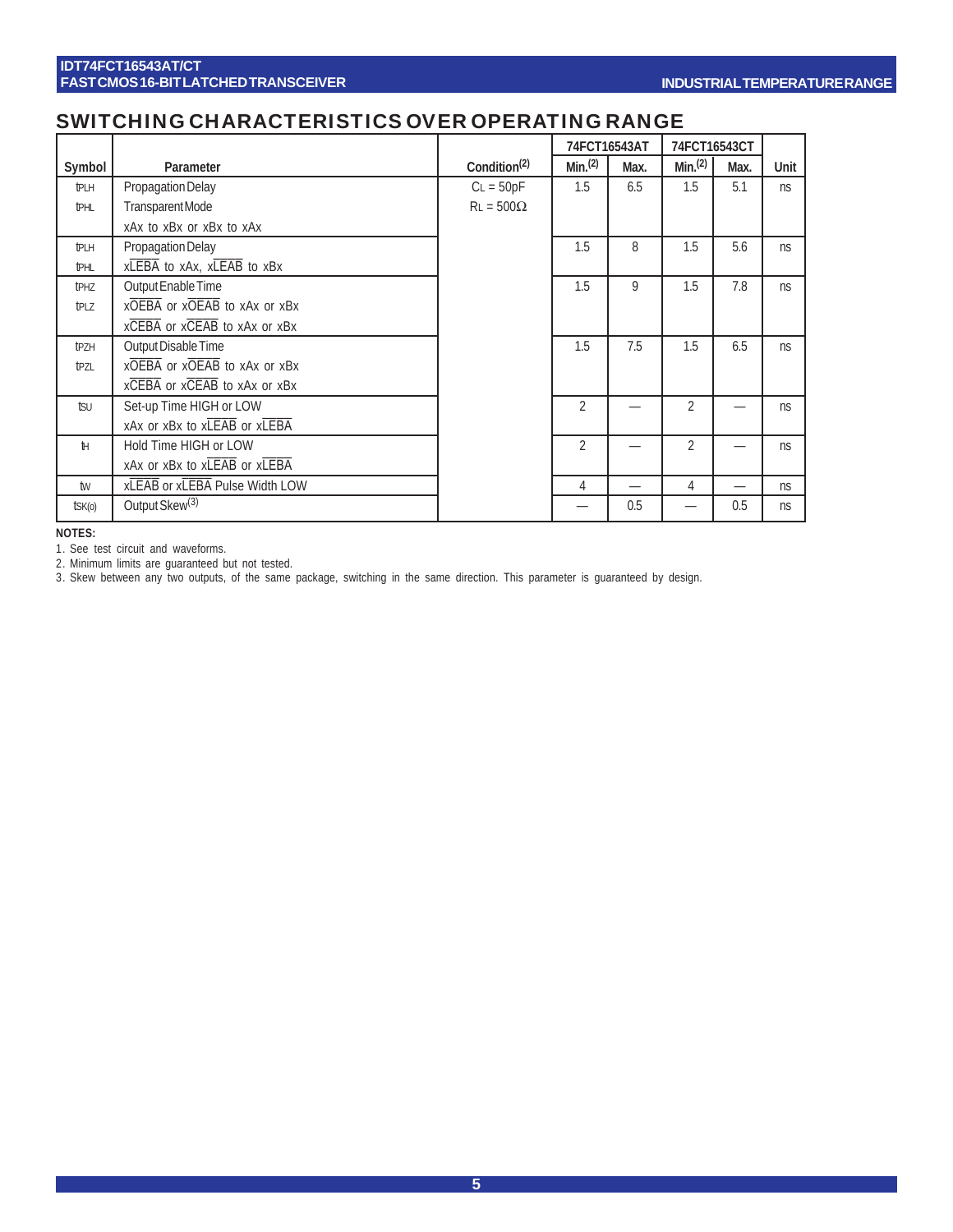## SWITCHING CHARACTERISTICS OVER OPERATING RANGE

| Symbol | Parameter | Condition(2) | 74FCT16543AT | | 74FCT16543CT | | Unit |
|---|---|---|---|---|---|---|---|
| | | | Min.(2) | Max. | Min.(2) | Max. | |
| $t_{PLH}$ $t_{PHL}$ | Propagation Delay Transparent Mode xAx to xBx or xBx to xAx | $C_L = 50pF$ $R_L = 500\Omega$ | 1.5 | 6.5 | 1.5 | 5.1 | ns |
| $t_{PLH}$ $t_{PHL}$ | Propagation Delay $x\overline{LEBA}$ to xAx, $x\overline{LEAB}$ to xBx | | 1.5 | 8 | 1.5 | 5.6 | ns |
| $t_{PHZ}$ $t_{PLZ}$ | Output Enable Time $x\overline{OEBA}$ or $x\overline{OEAB}$ to xAx or xBx $x\overline{CEBA}$ or $x\overline{CEAB}$ to xAx or xBx | | 1.5 | 9 | 1.5 | 7.8 | ns |
| $t_{PZH}$ $t_{PZL}$ | Output Disable Time $x\overline{OEBA}$ or $x\overline{OEAB}$ to xAx or xBx $x\overline{CEBA}$ or $x\overline{CEAB}$ to xAx or xBx | | 1.5 | 7.5 | 1.5 | 6.5 | ns |
| $t_{SU}$ | Set-up Time HIGH or LOW xAx or xBx to $x\overline{LEAB}$ or $x\overline{LEBA}$ | | 2 | — | 2 | — | ns |
| $t_H$ | Hold Time HIGH or LOW xAx or xBx to $x\overline{LEAB}$ or $x\overline{LEBA}$ | | 2 | — | 2 | — | ns |
| $t_W$ | $x\overline{LEAB}$ or $x\overline{LEBA}$ Pulse Width LOW | | 4 | — | 4 | — | ns |
| $t_{SK(o)}$ | Output Skew(3) | | — | 0.5 | — | 0.5 | ns |

**NOTES:**

1. See test circuit and waveforms.
2. Minimum limits are guaranteed but not tested.
3. Skew between any two outputs, of the same package, switching in the same direction. This parameter is guaranteed by design.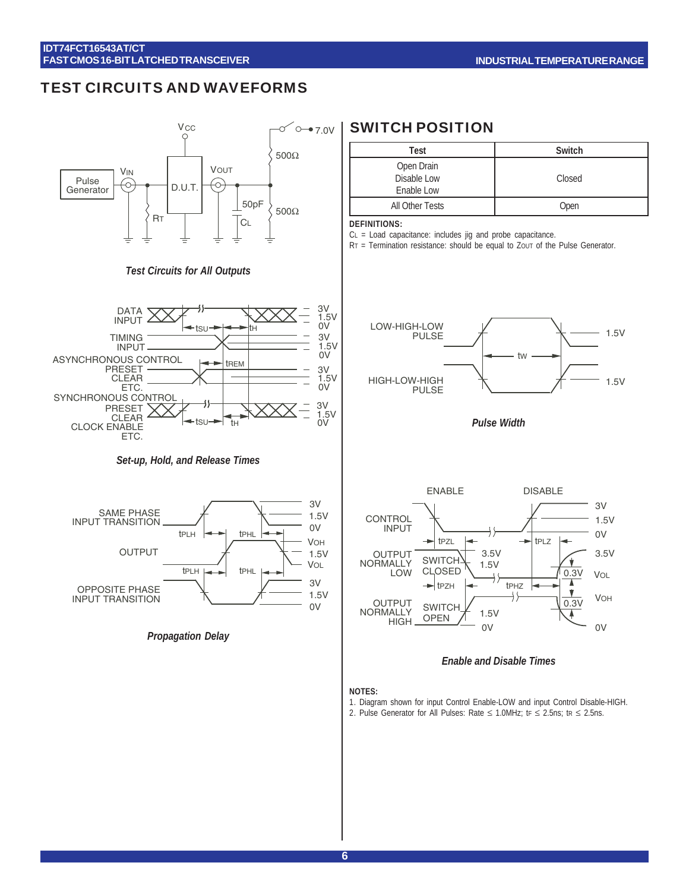# TEST CIRCUITS AND WAVEFORMS

*Test Circuits for All Outputs*

## SWITCH POSITION

| Test | Switch |
|---|---|
| Open Drain<br>Disable Low<br>Enable Low | Closed |
| All Other Tests | Open |

**DEFINITIONS:**

$C_L$ = Load capacitance: includes jig and probe capacitance.
$R_T$ = Termination resistance: should be equal to $Z_{OUT}$ of the Pulse Generator.

*Set-up, Hold, and Release Times*

*Pulse Width*

*Propagation Delay*

*Enable and Disable Times*

**NOTES:**

1. Diagram shown for input Control Enable-LOW and input Control Disable-HIGH.
2. Pulse Generator for All Pulses: Rate ≤ 1.0MHz; $t_F$ ≤ 2.5ns; $t_R$ ≤ 2.5ns.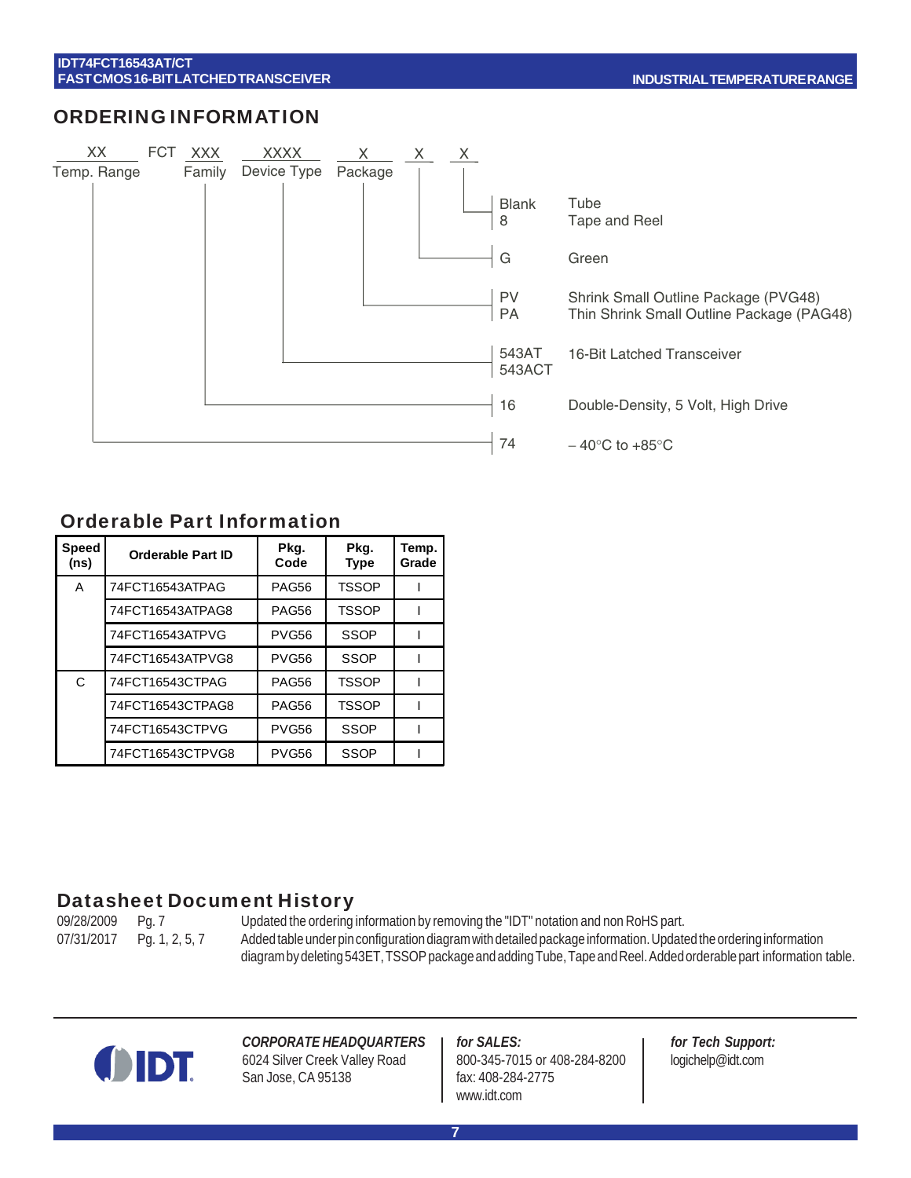## ORDERING INFORMATION

XX FCT XXX XXXX X X X

Temp. Range — Family — Device Type — Package

| Code | Description |
|---|---|
| Blank | Tube |
| 8 | Tape and Reel |
| G | Green |
| PV | Shrink Small Outline Package (PVG48) |
| PA | Thin Shrink Small Outline Package (PAG48) |
| 543AT<br>543ACT | 16-Bit Latched Transceiver |
| 16 | Double-Density, 5 Volt, High Drive |
| 74 | – 40°C to +85°C |

## Orderable Part Information

| Speed (ns) | Orderable Part ID | Pkg. Code | Pkg. Type | Temp. Grade |
|---|---|---|---|---|
| A | 74FCT16543ATPAG | PAG56 | TSSOP | I |
| | 74FCT16543ATPAG8 | PAG56 | TSSOP | I |
| | 74FCT16543ATPVG | PVG56 | SSOP | I |
| | 74FCT16543ATPVG8 | PVG56 | SSOP | I |
| C | 74FCT16543CTPAG | PAG56 | TSSOP | I |
| | 74FCT16543CTPAG8 | PAG56 | TSSOP | I |
| | 74FCT16543CTPVG | PVG56 | SSOP | I |
| | 74FCT16543CTPVG8 | PVG56 | SSOP | I |

## Datasheet Document History

| | | |
|---|---|---|
| 09/28/2009 | Pg. 7 | Updated the ordering information by removing the "IDT" notation and non RoHS part. |
| 07/31/2017 | Pg. 1, 2, 5, 7 | Added table under pin configuration diagram with detailed package information. Updated the ordering information diagram by deleting 543ET, TSSOP package and adding Tube, Tape and Reel. Added orderable part information table. |

IDT

*CORPORATE HEADQUARTERS*
6024 Silver Creek Valley Road
San Jose, CA 95138

*for SALES:*
800-345-7015 or 408-284-8200
fax: 408-284-2775
www.idt.com

*for Tech Support:*
logichelp@idt.com